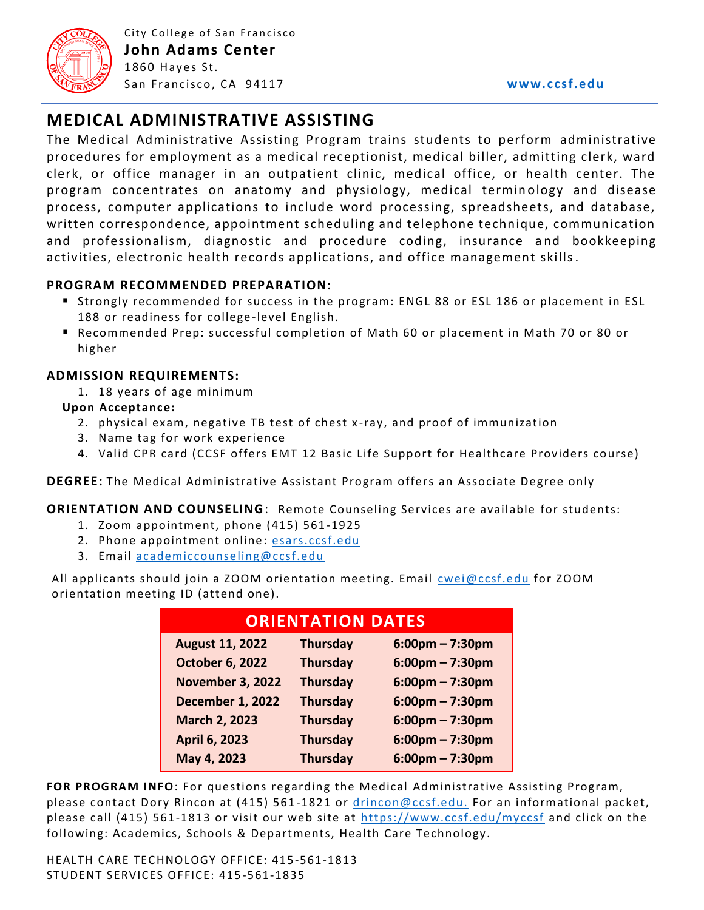City College of San Francisco
**John Adams Center**
1860 Hayes St.
San Francisco, CA 94117

www.ccsf.edu

# MEDICAL ADMINISTRATIVE ASSISTING

The Medical Administrative Assisting Program trains students to perform administrative procedures for employment as a medical receptionist, medical biller, admitting clerk, ward clerk, or office manager in an outpatient clinic, medical office, or health center. The program concentrates on anatomy and physiology, medical terminology and disease process, computer applications to include word processing, spreadsheets, and database, written correspondence, appointment scheduling and telephone technique, communication and professionalism, diagnostic and procedure coding, insurance and bookkeeping activities, electronic health records applications, and office management skills.

**PROGRAM RECOMMENDED PREPARATION:**

- Strongly recommended for success in the program: ENGL 88 or ESL 186 or placement in ESL 188 or readiness for college-level English.
- Recommended Prep: successful completion of Math 60 or placement in Math 70 or 80 or higher

**ADMISSION REQUIREMENTS:**

1. 18 years of age minimum

**Upon Acceptance:**

2. physical exam, negative TB test of chest x-ray, and proof of immunization
3. Name tag for work experience
4. Valid CPR card (CCSF offers EMT 12 Basic Life Support for Healthcare Providers course)

**DEGREE:** The Medical Administrative Assistant Program offers an Associate Degree only

**ORIENTATION AND COUNSELING**: Remote Counseling Services are available for students:

1. Zoom appointment, phone (415) 561-1925
2. Phone appointment online: esars.ccsf.edu
3. Email academiccounseling@ccsf.edu

All applicants should join a ZOOM orientation meeting. Email cwei@ccsf.edu for ZOOM orientation meeting ID (attend one).

| ORIENTATION DATES | | |
|---|---|---|
| **August 11, 2022** | **Thursday** | **6:00pm – 7:30pm** |
| **October 6, 2022** | **Thursday** | **6:00pm – 7:30pm** |
| **November 3, 2022** | **Thursday** | **6:00pm – 7:30pm** |
| **December 1, 2022** | **Thursday** | **6:00pm – 7:30pm** |
| **March 2, 2023** | **Thursday** | **6:00pm – 7:30pm** |
| **April 6, 2023** | **Thursday** | **6:00pm – 7:30pm** |
| **May 4, 2023** | **Thursday** | **6:00pm – 7:30pm** |

**FOR PROGRAM INFO**: For questions regarding the Medical Administrative Assisting Program, please contact Dory Rincon at (415) 561-1821 or drincon@ccsf.edu. For an informational packet, please call (415) 561-1813 or visit our web site at https://www.ccsf.edu/myccsf and click on the following: Academics, Schools & Departments, Health Care Technology.

HEALTH CARE TECHNOLOGY OFFICE: 415-561-1813
STUDENT SERVICES OFFICE: 415-561-1835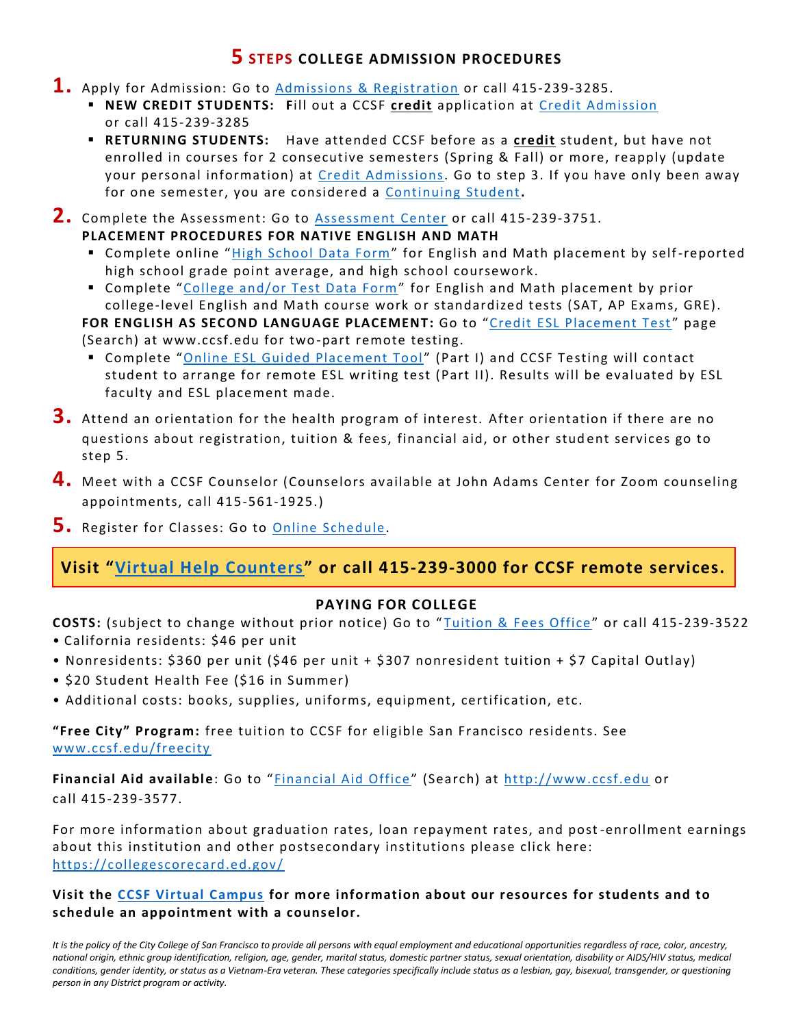# 5 STEPS COLLEGE ADMISSION PROCEDURES

**1.** Apply for Admission: Go to Admissions & Registration or call 415-239-3285.

- **NEW CREDIT STUDENTS:** **F**ill out a CCSF **credit** application at Credit Admission or call 415-239-3285
- **RETURNING STUDENTS:** Have attended CCSF before as a **credit** student, but have not enrolled in courses for 2 consecutive semesters (Spring & Fall) or more, reapply (update your personal information) at Credit Admissions. Go to step 3. If you have only been away for one semester, you are considered a Continuing Student**.**

**2.** Complete the Assessment: Go to Assessment Center or call 415-239-3751.

**PLACEMENT PROCEDURES FOR NATIVE ENGLISH AND MATH**

- Complete online "High School Data Form" for English and Math placement by self-reported high school grade point average, and high school coursework.
- Complete "College and/or Test Data Form" for English and Math placement by prior college-level English and Math course work or standardized tests (SAT, AP Exams, GRE).

**FOR ENGLISH AS SECOND LANGUAGE PLACEMENT:** Go to "Credit ESL Placement Test" page (Search) at www.ccsf.edu for two-part remote testing.

- Complete "Online ESL Guided Placement Tool" (Part I) and CCSF Testing will contact student to arrange for remote ESL writing test (Part II). Results will be evaluated by ESL faculty and ESL placement made.

**3.** Attend an orientation for the health program of interest. After orientation if there are no questions about registration, tuition & fees, financial aid, or other student services go to step 5.

**4.** Meet with a CCSF Counselor (Counselors available at John Adams Center for Zoom counseling appointments, call 415-561-1925.)

**5.** Register for Classes: Go to Online Schedule.

**Visit "Virtual Help Counters" or call 415-239-3000 for CCSF remote services.**

## PAYING FOR COLLEGE

**COSTS:** (subject to change without prior notice) Go to "Tuition & Fees Office" or call 415-239-3522

- California residents: $46 per unit
- Nonresidents: $360 per unit ($46 per unit + $307 nonresident tuition + $7 Capital Outlay)
- $20 Student Health Fee ($16 in Summer)
- Additional costs: books, supplies, uniforms, equipment, certification, etc.

**"Free City" Program:** free tuition to CCSF for eligible San Francisco residents. See www.ccsf.edu/freecity

**Financial Aid available**: Go to "Financial Aid Office" (Search) at http://www.ccsf.edu or call 415-239-3577.

For more information about graduation rates, loan repayment rates, and post-enrollment earnings about this institution and other postsecondary institutions please click here: https://collegescorecard.ed.gov/

**Visit the CCSF Virtual Campus for more information about our resources for students and to schedule an appointment with a counselor.**

*It is the policy of the City College of San Francisco to provide all persons with equal employment and educational opportunities regardless of race, color, ancestry, national origin, ethnic group identification, religion, age, gender, marital status, domestic partner status, sexual orientation, disability or AIDS/HIV status, medical conditions, gender identity, or status as a Vietnam-Era veteran. These categories specifically include status as a lesbian, gay, bisexual, transgender, or questioning person in any District program or activity.*